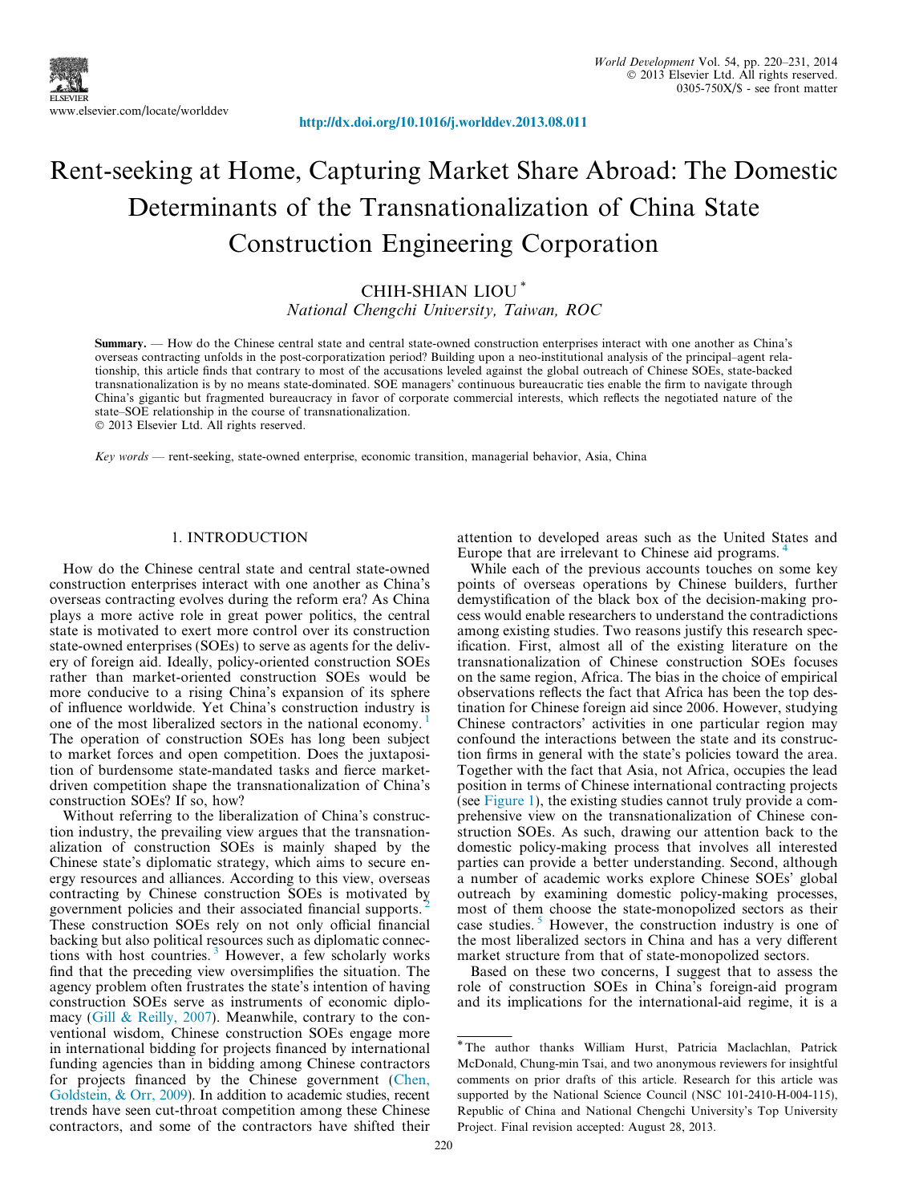http://dx.doi.org/10.1016/j.worlddev.2013.08.011

# Rent-seeking at Home, Capturing Market Share Abroad: The Domestic Determinants of the Transnationalization of China State Construction Engineering Corporation

CHIH-SHIAN LIOU [*]

*National Chengchi University, Taiwan, ROC*

**Summary.** — How do the Chinese central state and central state-owned construction enterprises interact with one another as China's overseas contracting unfolds in the post-corporatization period? Building upon a neo-institutional analysis of the principal–agent relationship, this article finds that contrary to most of the accusations leveled against the global outreach of Chinese SOEs, state-backed transnationalization is by no means state-dominated. SOE managers' continuous bureaucratic ties enable the firm to navigate through China's gigantic but fragmented bureaucracy in favor of corporate commercial interests, which reflects the negotiated nature of the state–SOE relationship in the course of transnationalization.

© 2013 Elsevier Ltd. All rights reserved.

*Key words* — rent-seeking, state-owned enterprise, economic transition, managerial behavior, Asia, China

## 1. INTRODUCTION

How do the Chinese central state and central state-owned construction enterprises interact with one another as China's overseas contracting evolves during the reform era? As China plays a more active role in great power politics, the central state is motivated to exert more control over its construction state-owned enterprises (SOEs) to serve as agents for the delivery of foreign aid. Ideally, policy-oriented construction SOEs rather than market-oriented construction SOEs would be more conducive to a rising China's expansion of its sphere of influence worldwide. Yet China's construction industry is one of the most liberalized sectors in the national economy. [1] The operation of construction SOEs has long been subject to market forces and open competition. Does the juxtaposition of burdensome state-mandated tasks and fierce market-driven competition shape the transnationalization of China's construction SOEs? If so, how?

Without referring to the liberalization of China's construction industry, the prevailing view argues that the transnationalization of construction SOEs is mainly shaped by the Chinese state's diplomatic strategy, which aims to secure energy resources and alliances. According to this view, overseas contracting by Chinese construction SOEs is motivated by government policies and their associated financial supports. [2] These construction SOEs rely on not only official financial backing but also political resources such as diplomatic connections with host countries. [3] However, a few scholarly works find that the preceding view oversimplifies the situation. The agency problem often frustrates the state's intention of having construction SOEs serve as instruments of economic diplomacy (Gill & Reilly, 2007). Meanwhile, contrary to the conventional wisdom, Chinese construction SOEs engage more in international bidding for projects financed by international funding agencies than in bidding among Chinese contractors for projects financed by the Chinese government (Chen, Goldstein, & Orr, 2009). In addition to academic studies, recent trends have seen cut-throat competition among these Chinese contractors, and some of the contractors have shifted their attention to developed areas such as the United States and Europe that are irrelevant to Chinese aid programs. [4]

While each of the previous accounts touches on some key points of overseas operations by Chinese builders, further demystification of the black box of the decision-making process would enable researchers to understand the contradictions among existing studies. Two reasons justify this research specification. First, almost all of the existing literature on the transnationalization of Chinese construction SOEs focuses on the same region, Africa. The bias in the choice of empirical observations reflects the fact that Africa has been the top destination for Chinese foreign aid since 2006. However, studying Chinese contractors' activities in one particular region may confound the interactions between the state and its construction firms in general with the state's policies toward the area. Together with the fact that Asia, not Africa, occupies the lead position in terms of Chinese international contracting projects (see Figure 1), the existing studies cannot truly provide a comprehensive view on the transnationalization of Chinese construction SOEs. As such, drawing our attention back to the domestic policy-making process that involves all interested parties can provide a better understanding. Second, although a number of academic works explore Chinese SOEs' global outreach by examining domestic policy-making processes, most of them choose the state-monopolized sectors as their case studies. [5] However, the construction industry is one of the most liberalized sectors in China and has a very different market structure from that of state-monopolized sectors.

Based on these two concerns, I suggest that to assess the role of construction SOEs in China's foreign-aid program and its implications for the international-aid regime, it is a

---

[*] The author thanks William Hurst, Patricia Maclachlan, Patrick McDonald, Chung-min Tsai, and two anonymous reviewers for insightful comments on prior drafts of this article. Research for this article was supported by the National Science Council (NSC 101-2410-H-004-115), Republic of China and National Chengchi University's Top University Project. Final revision accepted: August 28, 2013.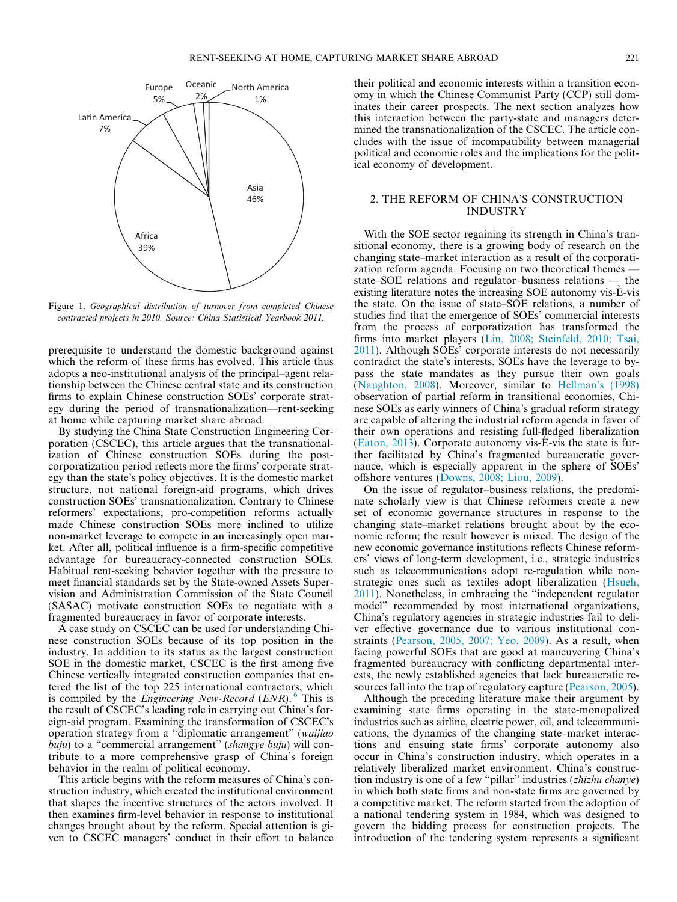Figure 1. *Geographical distribution of turnover from completed Chinese contracted projects in 2010. Source: China Statistical Yearbook 2011.*

prerequisite to understand the domestic background against which the reform of these firms has evolved. This article thus adopts a neo-institutional analysis of the principal–agent relationship between the Chinese central state and its construction firms to explain Chinese construction SOEs' corporate strategy during the period of transnationalization—rent-seeking at home while capturing market share abroad.

By studying the China State Construction Engineering Corporation (CSCEC), this article argues that the transnationalization of Chinese construction SOEs during the post-corporatization period reflects more the firms' corporate strategy than the state's policy objectives. It is the domestic market structure, not national foreign-aid programs, which drives construction SOEs' transnationalization. Contrary to Chinese reformers' expectations, pro-competition reforms actually made Chinese construction SOEs more inclined to utilize non-market leverage to compete in an increasingly open market. After all, political influence is a firm-specific competitive advantage for bureaucracy-connected construction SOEs. Habitual rent-seeking behavior together with the pressure to meet financial standards set by the State-owned Assets Supervision and Administration Commission of the State Council (SASAC) motivate construction SOEs to negotiate with a fragmented bureaucracy in favor of corporate interests.

A case study on CSCEC can be used for understanding Chinese construction SOEs because of its top position in the industry. In addition to its status as the largest construction SOE in the domestic market, CSCEC is the first among five Chinese vertically integrated construction companies that entered the list of the top 225 international contractors, which is compiled by the *Engineering New-Record* (*ENR*).[6] This is the result of CSCEC's leading role in carrying out China's foreign-aid program. Examining the transformation of CSCEC's operation strategy from a "diplomatic arrangement" (*waijiao buju*) to a "commercial arrangement" (*shangye buju*) will contribute to a more comprehensive grasp of China's foreign behavior in the realm of political economy.

This article begins with the reform measures of China's construction industry, which created the institutional environment that shapes the incentive structures of the actors involved. It then examines firm-level behavior in response to institutional changes brought about by the reform. Special attention is given to CSCEC managers' conduct in their effort to balance their political and economic interests within a transition economy in which the Chinese Communist Party (CCP) still dominates their career prospects. The next section analyzes how this interaction between the party-state and managers determined the transnationalization of the CSCEC. The article concludes with the issue of incompatibility between managerial political and economic roles and the implications for the political economy of development.

## 2. THE REFORM OF CHINA'S CONSTRUCTION INDUSTRY

With the SOE sector regaining its strength in China's transitional economy, there is a growing body of research on the changing state–market interaction as a result of the corporatization reform agenda. Focusing on two theoretical themes — state–SOE relations and regulator–business relations — the existing literature notes the increasing SOE autonomy vis-È-vis the state. On the issue of state–SOE relations, a number of studies find that the emergence of SOEs' commercial interests from the process of corporatization has transformed the firms into market players (Lin, 2008; Steinfeld, 2010; Tsai, 2011). Although SOEs' corporate interests do not necessarily contradict the state's interests, SOEs have the leverage to bypass the state mandates as they pursue their own goals (Naughton, 2008). Moreover, similar to Hellman's (1998) observation of partial reform in transitional economies, Chinese SOEs as early winners of China's gradual reform strategy are capable of altering the industrial reform agenda in favor of their own operations and resisting full-fledged liberalization (Eaton, 2013). Corporate autonomy vis-È-vis the state is further facilitated by China's fragmented bureaucratic governance, which is especially apparent in the sphere of SOEs' offshore ventures (Downs, 2008; Liou, 2009).

On the issue of regulator–business relations, the predominate scholarly view is that Chinese reformers create a new set of economic governance structures in response to the changing state–market relations brought about by the economic reform; the result however is mixed. The design of the new economic governance institutions reflects Chinese reformers' views of long-term development, i.e., strategic industries such as telecommunications adopt re-regulation while non-strategic ones such as textiles adopt liberalization (Hsueh, 2011). Nonetheless, in embracing the "independent regulator model" recommended by most international organizations, China's regulatory agencies in strategic industries fail to deliver effective governance due to various institutional constraints (Pearson, 2005, 2007; Yeo, 2009). As a result, when facing powerful SOEs that are good at maneuvering China's fragmented bureaucracy with conflicting departmental interests, the newly established agencies that lack bureaucratic resources fall into the trap of regulatory capture (Pearson, 2005).

Although the preceding literature make their argument by examining state firms operating in the state-monopolized industries such as airline, electric power, oil, and telecommunications, the dynamics of the changing state–market interactions and ensuing state firms' corporate autonomy also occur in China's construction industry, which operates in a relatively liberalized market environment. China's construction industry is one of a few "pillar" industries (*zhizhu chanye*) in which both state firms and non-state firms are governed by a competitive market. The reform started from the adoption of a national tendering system in 1984, which was designed to govern the bidding process for construction projects. The introduction of the tendering system represents a significant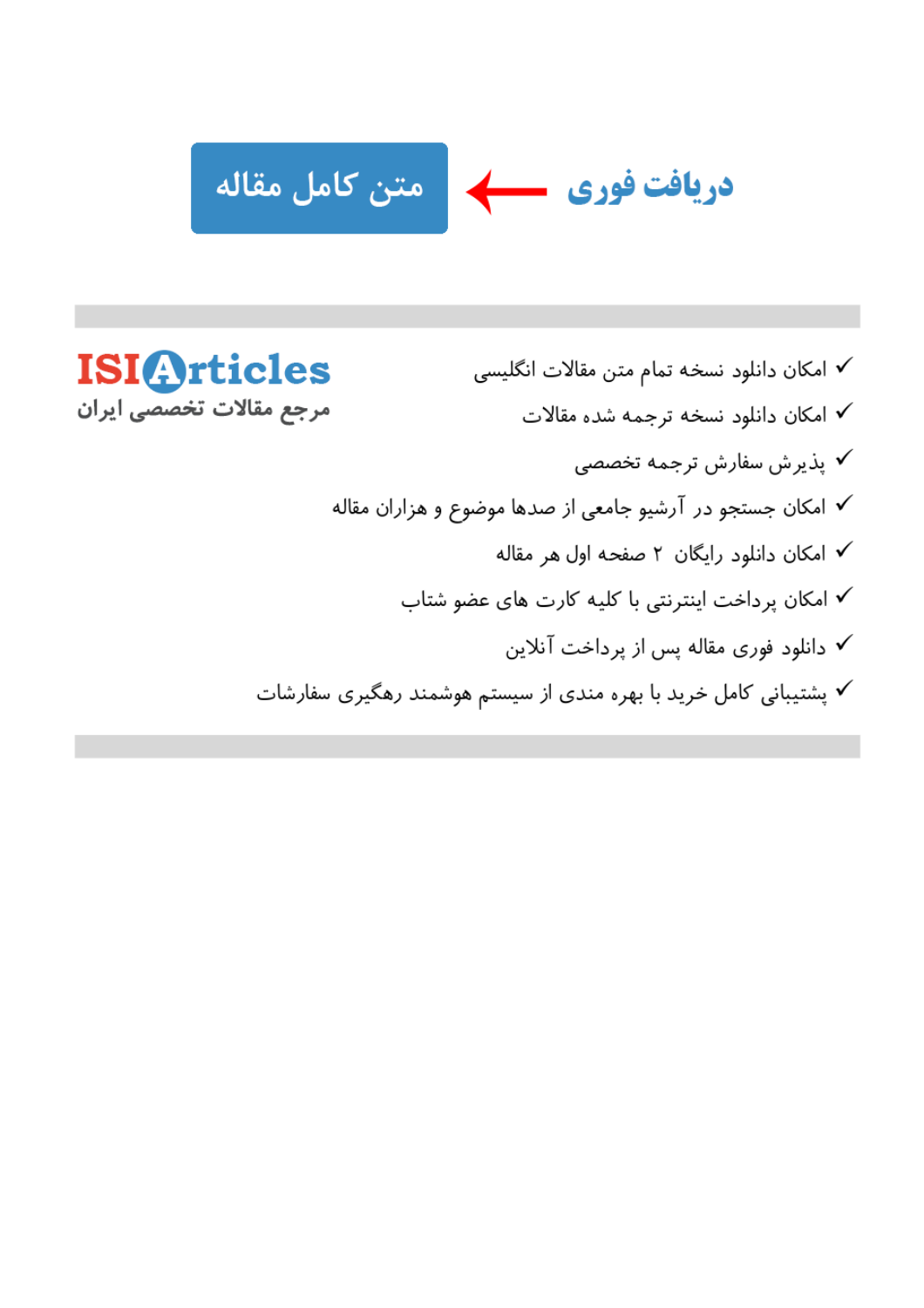دریافت فوری ← متن کامل مقاله

ISIArticles
مرجع مقالات تخصصی ایران

- ✓ امکان دانلود نسخه تمام متن مقالات انگلیسی
- ✓ امکان دانلود نسخه ترجمه شده مقالات
- ✓ پذیرش سفارش ترجمه تخصصی
- ✓ امکان جستجو در آرشیو جامعی از صدها موضوع و هزاران مقاله
- ✓ امکان دانلود رایگان ۲ صفحه اول هر مقاله
- ✓ امکان پرداخت اینترنتی با کلیه کارت های عضو شتاب
- ✓ دانلود فوری مقاله پس از پرداخت آنلاین
- ✓ پشتیبانی کامل خرید با بهره مندی از سیستم هوشمند رهگیری سفارشات